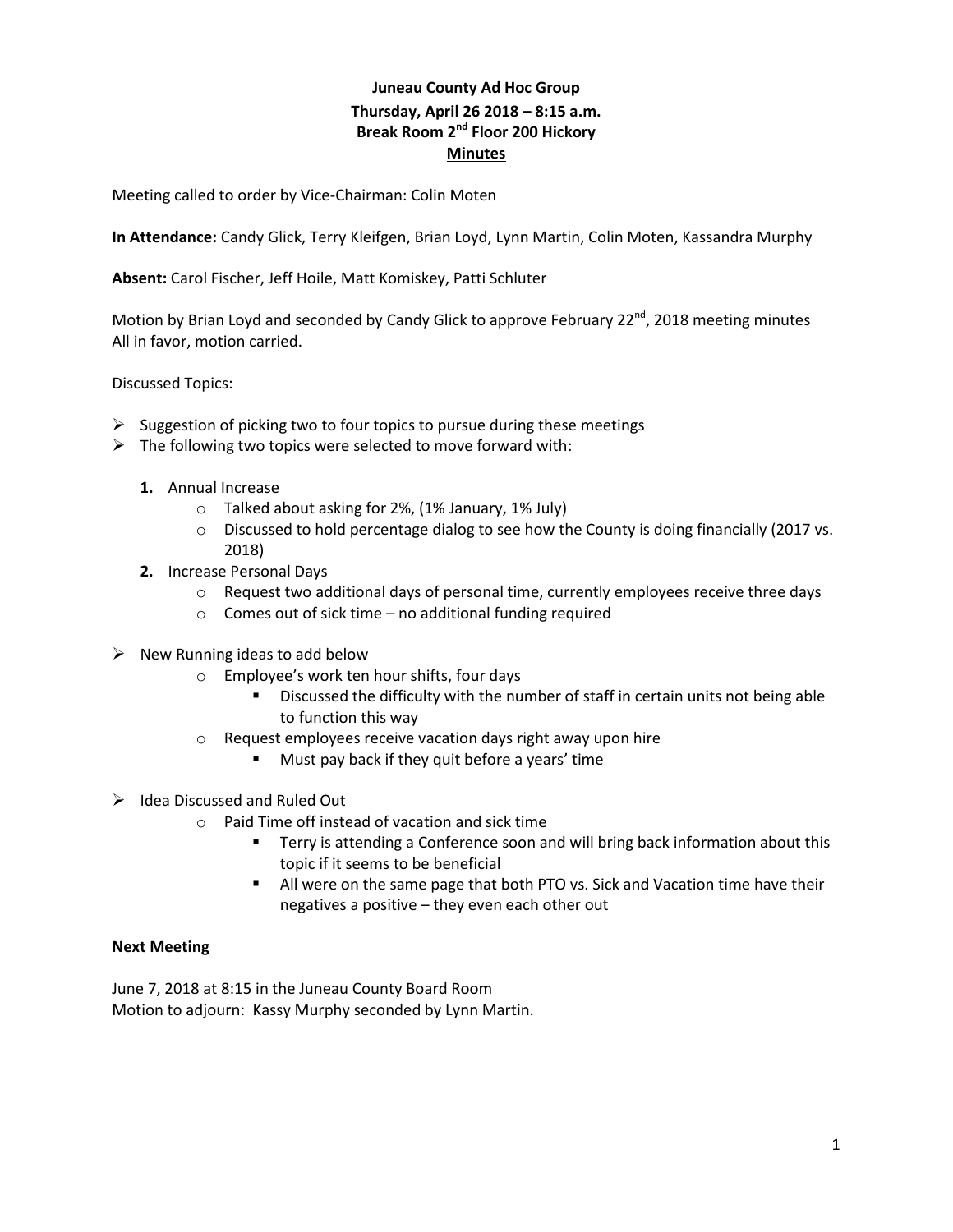**Juneau County Ad Hoc Group**
**Thursday, April 26 2018 – 8:15 a.m.**
**Break Room 2nd Floor 200 Hickory**
**Minutes**

Meeting called to order by Vice-Chairman: Colin Moten

**In Attendance:** Candy Glick, Terry Kleifgen, Brian Loyd, Lynn Martin, Colin Moten, Kassandra Murphy

**Absent:** Carol Fischer, Jeff Hoile, Matt Komiskey, Patti Schluter

Motion by Brian Loyd and seconded by Candy Glick to approve February 22nd, 2018 meeting minutes
All in favor, motion carried.

Discussed Topics:

- Suggestion of picking two to four topics to pursue during these meetings
- The following two topics were selected to move forward with:
  1. Annual Increase
     - Talked about asking for 2%, (1% January, 1% July)
     - Discussed to hold percentage dialog to see how the County is doing financially (2017 vs. 2018)
  2. Increase Personal Days
     - Request two additional days of personal time, currently employees receive three days
     - Comes out of sick time – no additional funding required
- New Running ideas to add below
  - Employee's work ten hour shifts, four days
    - Discussed the difficulty with the number of staff in certain units not being able to function this way
  - Request employees receive vacation days right away upon hire
    - Must pay back if they quit before a years' time
- Idea Discussed and Ruled Out
  - Paid Time off instead of vacation and sick time
    - Terry is attending a Conference soon and will bring back information about this topic if it seems to be beneficial
    - All were on the same page that both PTO vs. Sick and Vacation time have their negatives a positive – they even each other out

**Next Meeting**

June 7, 2018 at 8:15 in the Juneau County Board Room
Motion to adjourn: Kassy Murphy seconded by Lynn Martin.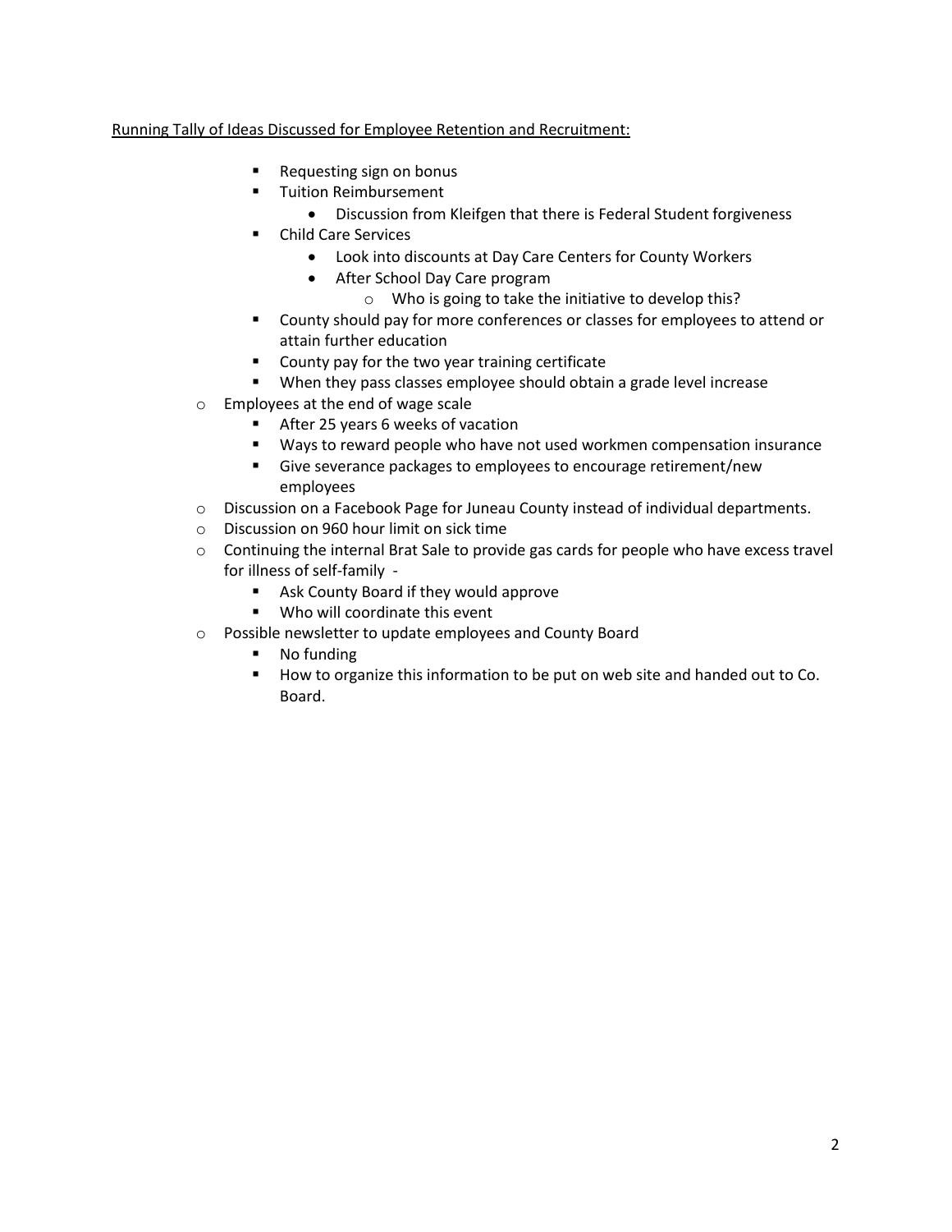<u>Running Tally of Ideas Discussed for Employee Retention and Recruitment:</u>

        - Requesting sign on bonus
        - Tuition Reimbursement
            - Discussion from Kleifgen that there is Federal Student forgiveness
        - Child Care Services
            - Look into discounts at Day Care Centers for County Workers
            - After School Day Care program
                - Who is going to take the initiative to develop this?
        - County should pay for more conferences or classes for employees to attend or attain further education
        - County pay for the two year training certificate
        - When they pass classes employee should obtain a grade level increase
- Employees at the end of wage scale
    - After 25 years 6 weeks of vacation
    - Ways to reward people who have not used workmen compensation insurance
    - Give severance packages to employees to encourage retirement/new employees
- Discussion on a Facebook Page for Juneau County instead of individual departments.
- Discussion on 960 hour limit on sick time
- Continuing the internal Brat Sale to provide gas cards for people who have excess travel for illness of self-family -
    - Ask County Board if they would approve
    - Who will coordinate this event
- Possible newsletter to update employees and County Board
    - No funding
    - How to organize this information to be put on web site and handed out to Co. Board.